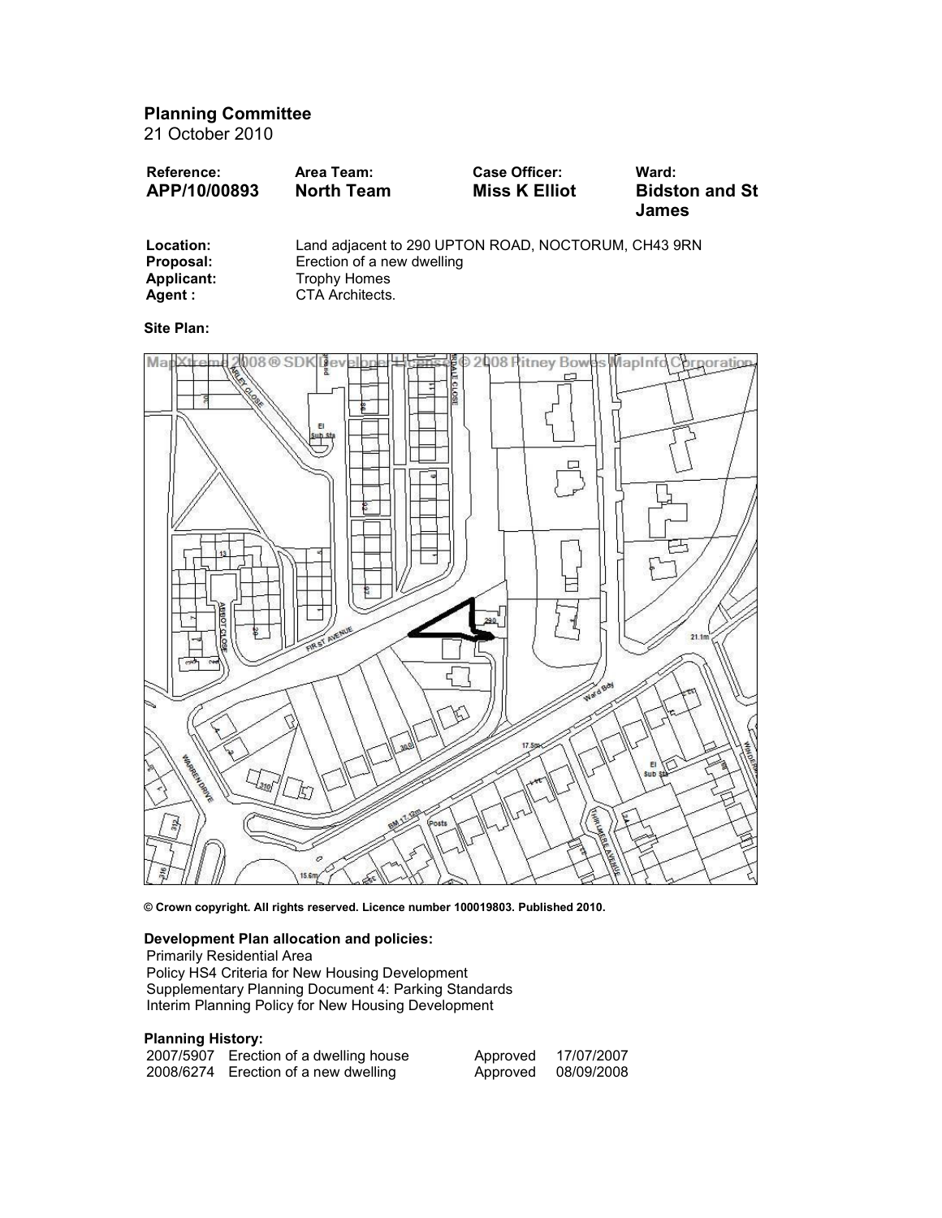## Planning Committee

21 October 2010

| Reference: | Area Team: | Case Officer: | Ward: |
|---|---|---|---|
| **APP/10/00893** | **North Team** | **Miss K Elliot** | **Bidston and St James** |

**Location:** Land adjacent to 290 UPTON ROAD, NOCTORUM, CH43 9RN
**Proposal:** Erection of a new dwelling
**Applicant:** Trophy Homes
**Agent :** CTA Architects.

**Site Plan:**

© Crown copyright. All rights reserved. Licence number 100019803. Published 2010.

**Development Plan allocation and policies:**

Primarily Residential Area
Policy HS4 Criteria for New Housing Development
Supplementary Planning Document 4: Parking Standards
Interim Planning Policy for New Housing Development

**Planning History:**

| | | | |
|---|---|---|---|
| 2007/5907 | Erection of a dwelling house | Approved | 17/07/2007 |
| 2008/6274 | Erection of a new dwelling | Approved | 08/09/2008 |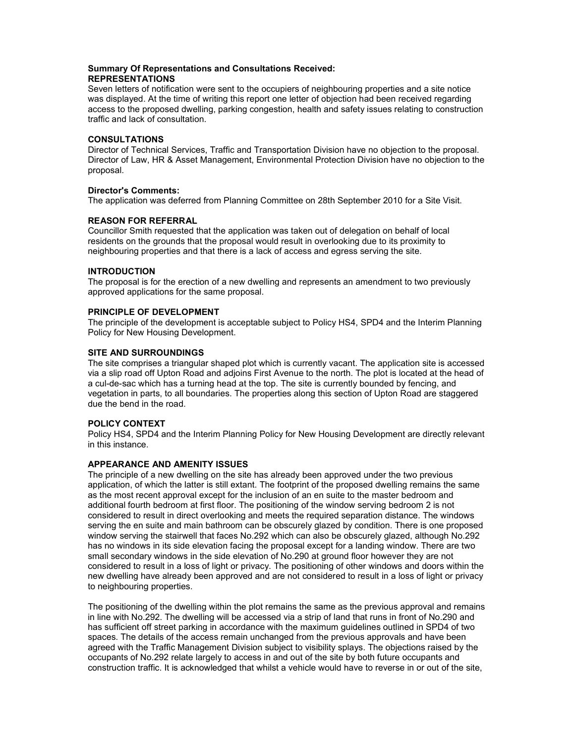**Summary Of Representations and Consultations Received:**

**REPRESENTATIONS**

Seven letters of notification were sent to the occupiers of neighbouring properties and a site notice was displayed. At the time of writing this report one letter of objection had been received regarding access to the proposed dwelling, parking congestion, health and safety issues relating to construction traffic and lack of consultation.

**CONSULTATIONS**

Director of Technical Services, Traffic and Transportation Division have no objection to the proposal. Director of Law, HR & Asset Management, Environmental Protection Division have no objection to the proposal.

**Director's Comments:**

The application was deferred from Planning Committee on 28th September 2010 for a Site Visit.

**REASON FOR REFERRAL**

Councillor Smith requested that the application was taken out of delegation on behalf of local residents on the grounds that the proposal would result in overlooking due to its proximity to neighbouring properties and that there is a lack of access and egress serving the site.

**INTRODUCTION**

The proposal is for the erection of a new dwelling and represents an amendment to two previously approved applications for the same proposal.

**PRINCIPLE OF DEVELOPMENT**

The principle of the development is acceptable subject to Policy HS4, SPD4 and the Interim Planning Policy for New Housing Development.

**SITE AND SURROUNDINGS**

The site comprises a triangular shaped plot which is currently vacant. The application site is accessed via a slip road off Upton Road and adjoins First Avenue to the north. The plot is located at the head of a cul-de-sac which has a turning head at the top. The site is currently bounded by fencing, and vegetation in parts, to all boundaries. The properties along this section of Upton Road are staggered due the bend in the road.

**POLICY CONTEXT**

Policy HS4, SPD4 and the Interim Planning Policy for New Housing Development are directly relevant in this instance.

**APPEARANCE AND AMENITY ISSUES**

The principle of a new dwelling on the site has already been approved under the two previous application, of which the latter is still extant. The footprint of the proposed dwelling remains the same as the most recent approval except for the inclusion of an en suite to the master bedroom and additional fourth bedroom at first floor. The positioning of the window serving bedroom 2 is not considered to result in direct overlooking and meets the required separation distance. The windows serving the en suite and main bathroom can be obscurely glazed by condition. There is one proposed window serving the stairwell that faces No.292 which can also be obscurely glazed, although No.292 has no windows in its side elevation facing the proposal except for a landing window. There are two small secondary windows in the side elevation of No.290 at ground floor however they are not considered to result in a loss of light or privacy. The positioning of other windows and doors within the new dwelling have already been approved and are not considered to result in a loss of light or privacy to neighbouring properties.

The positioning of the dwelling within the plot remains the same as the previous approval and remains in line with No.292. The dwelling will be accessed via a strip of land that runs in front of No.290 and has sufficient off street parking in accordance with the maximum guidelines outlined in SPD4 of two spaces. The details of the access remain unchanged from the previous approvals and have been agreed with the Traffic Management Division subject to visibility splays. The objections raised by the occupants of No.292 relate largely to access in and out of the site by both future occupants and construction traffic. It is acknowledged that whilst a vehicle would have to reverse in or out of the site,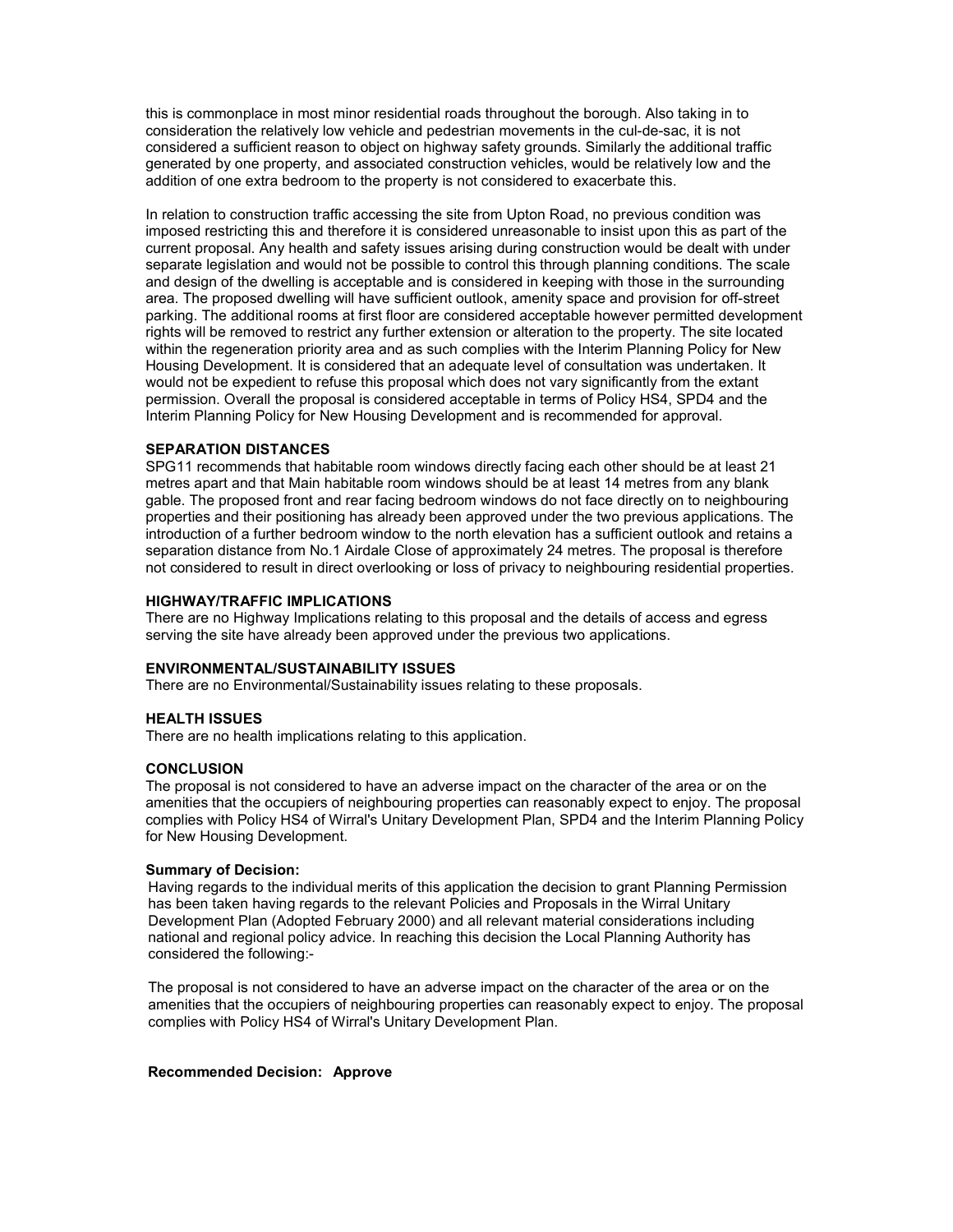this is commonplace in most minor residential roads throughout the borough. Also taking in to consideration the relatively low vehicle and pedestrian movements in the cul-de-sac, it is not considered a sufficient reason to object on highway safety grounds. Similarly the additional traffic generated by one property, and associated construction vehicles, would be relatively low and the addition of one extra bedroom to the property is not considered to exacerbate this.

In relation to construction traffic accessing the site from Upton Road, no previous condition was imposed restricting this and therefore it is considered unreasonable to insist upon this as part of the current proposal. Any health and safety issues arising during construction would be dealt with under separate legislation and would not be possible to control this through planning conditions. The scale and design of the dwelling is acceptable and is considered in keeping with those in the surrounding area. The proposed dwelling will have sufficient outlook, amenity space and provision for off-street parking. The additional rooms at first floor are considered acceptable however permitted development rights will be removed to restrict any further extension or alteration to the property. The site located within the regeneration priority area and as such complies with the Interim Planning Policy for New Housing Development. It is considered that an adequate level of consultation was undertaken. It would not be expedient to refuse this proposal which does not vary significantly from the extant permission. Overall the proposal is considered acceptable in terms of Policy HS4, SPD4 and the Interim Planning Policy for New Housing Development and is recommended for approval.

**SEPARATION DISTANCES**

SPG11 recommends that habitable room windows directly facing each other should be at least 21 metres apart and that Main habitable room windows should be at least 14 metres from any blank gable. The proposed front and rear facing bedroom windows do not face directly on to neighbouring properties and their positioning has already been approved under the two previous applications. The introduction of a further bedroom window to the north elevation has a sufficient outlook and retains a separation distance from No.1 Airdale Close of approximately 24 metres. The proposal is therefore not considered to result in direct overlooking or loss of privacy to neighbouring residential properties.

**HIGHWAY/TRAFFIC IMPLICATIONS**

There are no Highway Implications relating to this proposal and the details of access and egress serving the site have already been approved under the previous two applications.

**ENVIRONMENTAL/SUSTAINABILITY ISSUES**

There are no Environmental/Sustainability issues relating to these proposals.

**HEALTH ISSUES**

There are no health implications relating to this application.

**CONCLUSION**

The proposal is not considered to have an adverse impact on the character of the area or on the amenities that the occupiers of neighbouring properties can reasonably expect to enjoy. The proposal complies with Policy HS4 of Wirral's Unitary Development Plan, SPD4 and the Interim Planning Policy for New Housing Development.

**Summary of Decision:**

Having regards to the individual merits of this application the decision to grant Planning Permission has been taken having regards to the relevant Policies and Proposals in the Wirral Unitary Development Plan (Adopted February 2000) and all relevant material considerations including national and regional policy advice. In reaching this decision the Local Planning Authority has considered the following:-

The proposal is not considered to have an adverse impact on the character of the area or on the amenities that the occupiers of neighbouring properties can reasonably expect to enjoy. The proposal complies with Policy HS4 of Wirral's Unitary Development Plan.

**Recommended Decision: Approve**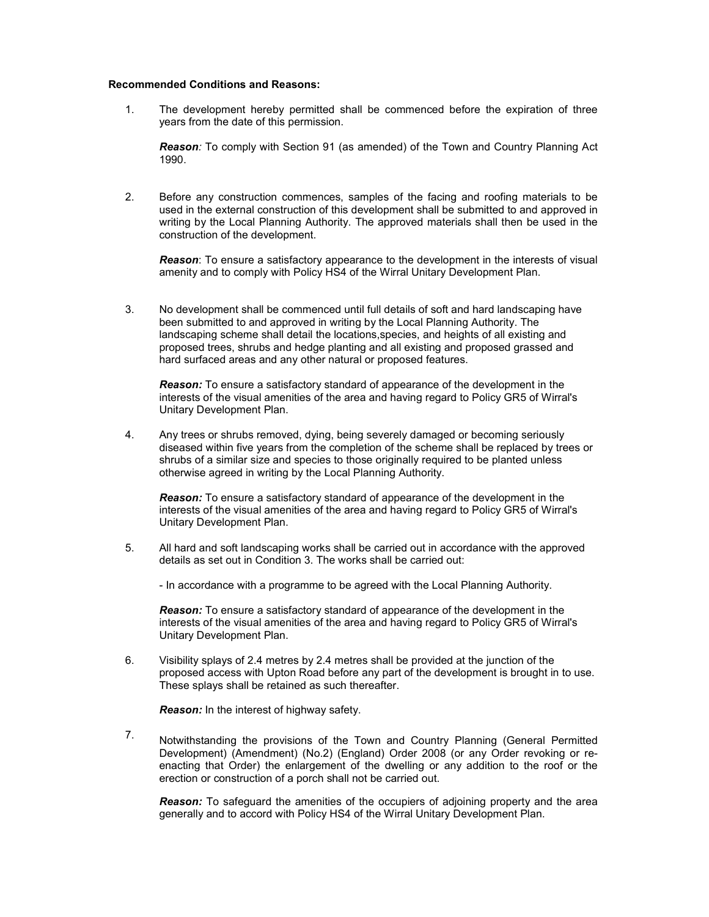**Recommended Conditions and Reasons:**

1. The development hereby permitted shall be commenced before the expiration of three years from the date of this permission.

   ***Reason****:* To comply with Section 91 (as amended) of the Town and Country Planning Act 1990.

2. Before any construction commences, samples of the facing and roofing materials to be used in the external construction of this development shall be submitted to and approved in writing by the Local Planning Authority. The approved materials shall then be used in the construction of the development.

   ***Reason***: To ensure a satisfactory appearance to the development in the interests of visual amenity and to comply with Policy HS4 of the Wirral Unitary Development Plan.

3. No development shall be commenced until full details of soft and hard landscaping have been submitted to and approved in writing by the Local Planning Authority. The landscaping scheme shall detail the locations,species, and heights of all existing and proposed trees, shrubs and hedge planting and all existing and proposed grassed and hard surfaced areas and any other natural or proposed features.

   ***Reason:*** To ensure a satisfactory standard of appearance of the development in the interests of the visual amenities of the area and having regard to Policy GR5 of Wirral's Unitary Development Plan.

4. Any trees or shrubs removed, dying, being severely damaged or becoming seriously diseased within five years from the completion of the scheme shall be replaced by trees or shrubs of a similar size and species to those originally required to be planted unless otherwise agreed in writing by the Local Planning Authority.

   ***Reason:*** To ensure a satisfactory standard of appearance of the development in the interests of the visual amenities of the area and having regard to Policy GR5 of Wirral's Unitary Development Plan.

5. All hard and soft landscaping works shall be carried out in accordance with the approved details as set out in Condition 3. The works shall be carried out:

   - In accordance with a programme to be agreed with the Local Planning Authority.

   ***Reason:*** To ensure a satisfactory standard of appearance of the development in the interests of the visual amenities of the area and having regard to Policy GR5 of Wirral's Unitary Development Plan.

6. Visibility splays of 2.4 metres by 2.4 metres shall be provided at the junction of the proposed access with Upton Road before any part of the development is brought in to use. These splays shall be retained as such thereafter.

   ***Reason:*** In the interest of highway safety.

7. Notwithstanding the provisions of the Town and Country Planning (General Permitted Development) (Amendment) (No.2) (England) Order 2008 (or any Order revoking or re-enacting that Order) the enlargement of the dwelling or any addition to the roof or the erection or construction of a porch shall not be carried out.

   ***Reason:*** To safeguard the amenities of the occupiers of adjoining property and the area generally and to accord with Policy HS4 of the Wirral Unitary Development Plan.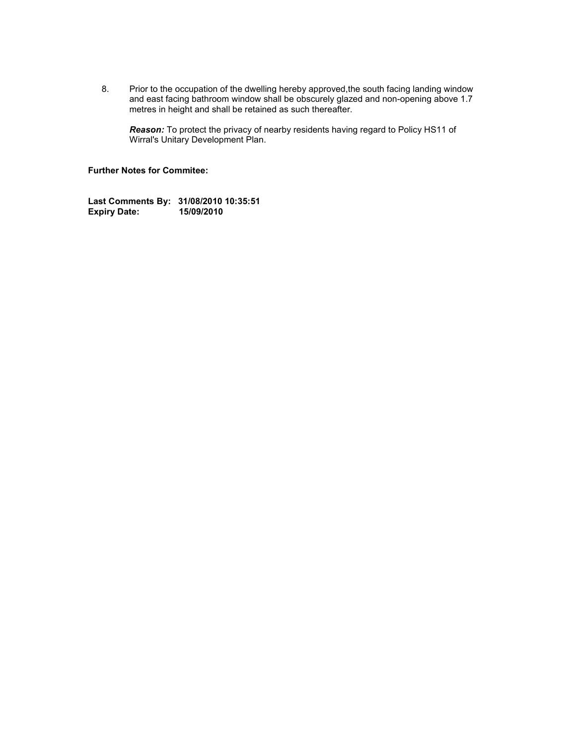8. Prior to the occupation of the dwelling hereby approved,the south facing landing window and east facing bathroom window shall be obscurely glazed and non-opening above 1.7 metres in height and shall be retained as such thereafter.

   ***Reason:*** To protect the privacy of nearby residents having regard to Policy HS11 of Wirral's Unitary Development Plan.

**Further Notes for Commitee:**

**Last Comments By:** **31/08/2010 10:35:51**
**Expiry Date:** **15/09/2010**